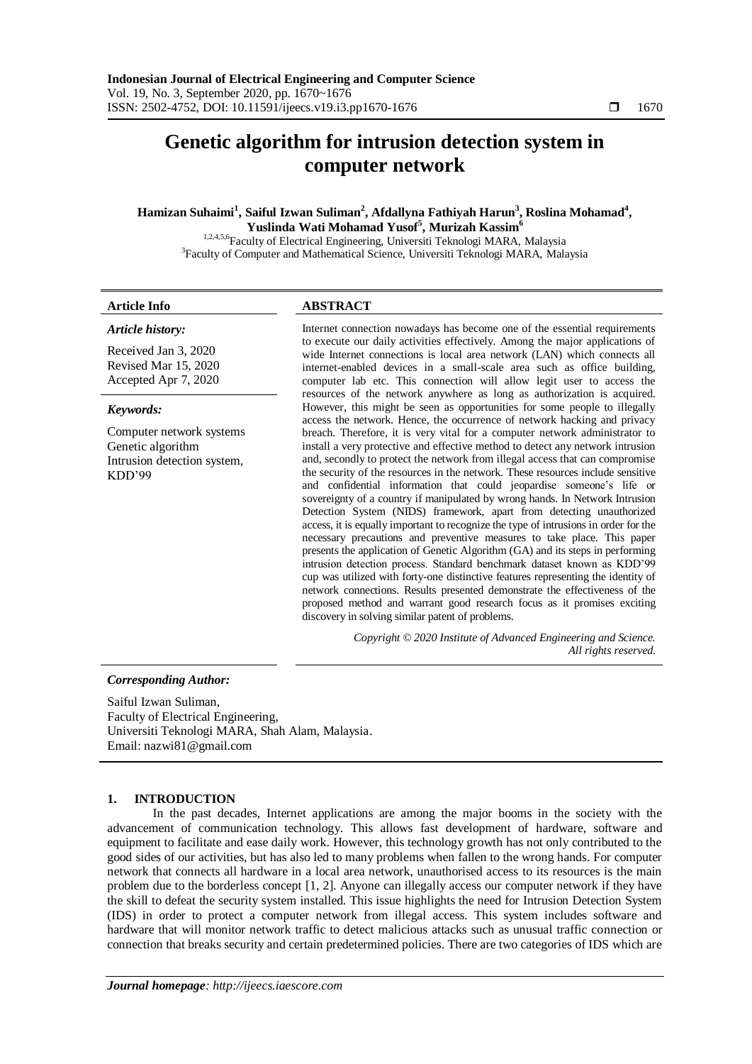# Genetic algorithm for intrusion detection system in computer network

**Hamizan Suhaimi[1], Saiful Izwan Suliman[2], Afdallyna Fathiyah Harun[3], Roslina Mohamad[4], Yuslinda Wati Mohamad Yusof[5], Murizah Kassim[6]**

[1,2,4,5,6]Faculty of Electrical Engineering, Universiti Teknologi MARA, Malaysia
[3]Faculty of Computer and Mathematical Science, Universiti Teknologi MARA, Malaysia

## Article Info

***Article history:***

Received Jan 3, 2020
Revised Mar 15, 2020
Accepted Apr 7, 2020

***Keywords:***

Computer network systems
Genetic algorithm
Intrusion detection system,
KDD'99

## ABSTRACT

Internet connection nowadays has become one of the essential requirements to execute our daily activities effectively. Among the major applications of wide Internet connections is local area network (LAN) which connects all internet-enabled devices in a small-scale area such as office building, computer lab etc. This connection will allow legit user to access the resources of the network anywhere as long as authorization is acquired. However, this might be seen as opportunities for some people to illegally access the network. Hence, the occurrence of network hacking and privacy breach. Therefore, it is very vital for a computer network administrator to install a very protective and effective method to detect any network intrusion and, secondly to protect the network from illegal access that can compromise the security of the resources in the network. These resources include sensitive and confidential information that could jeopardise someone's life or sovereignty of a country if manipulated by wrong hands. In Network Intrusion Detection System (NIDS) framework, apart from detecting unauthorized access, it is equally important to recognize the type of intrusions in order for the necessary precautions and preventive measures to take place. This paper presents the application of Genetic Algorithm (GA) and its steps in performing intrusion detection process. Standard benchmark dataset known as KDD'99 cup was utilized with forty-one distinctive features representing the identity of network connections. Results presented demonstrate the effectiveness of the proposed method and warrant good research focus as it promises exciting discovery in solving similar patent of problems.

*Copyright © 2020 Institute of Advanced Engineering and Science. All rights reserved.*

***Corresponding Author:***

Saiful Izwan Suliman,
Faculty of Electrical Engineering,
Universiti Teknologi MARA, Shah Alam, Malaysia.
Email: nazwi81@gmail.com

## 1. INTRODUCTION

In the past decades, Internet applications are among the major booms in the society with the advancement of communication technology. This allows fast development of hardware, software and equipment to facilitate and ease daily work. However, this technology growth has not only contributed to the good sides of our activities, but has also led to many problems when fallen to the wrong hands. For computer network that connects all hardware in a local area network, unauthorised access to its resources is the main problem due to the borderless concept [1, 2]. Anyone can illegally access our computer network if they have the skill to defeat the security system installed. This issue highlights the need for Intrusion Detection System (IDS) in order to protect a computer network from illegal access. This system includes software and hardware that will monitor network traffic to detect malicious attacks such as unusual traffic connection or connection that breaks security and certain predetermined policies. There are two categories of IDS which are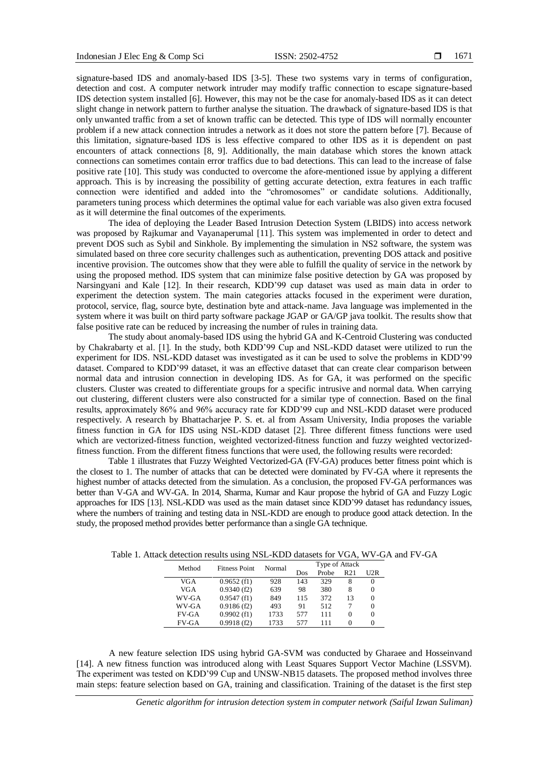signature-based IDS and anomaly-based IDS [3-5]. These two systems vary in terms of configuration, detection and cost. A computer network intruder may modify traffic connection to escape signature-based IDS detection system installed [6]. However, this may not be the case for anomaly-based IDS as it can detect slight change in network pattern to further analyse the situation. The drawback of signature-based IDS is that only unwanted traffic from a set of known traffic can be detected. This type of IDS will normally encounter problem if a new attack connection intrudes a network as it does not store the pattern before [7]. Because of this limitation, signature-based IDS is less effective compared to other IDS as it is dependent on past encounters of attack connections [8, 9]. Additionally, the main database which stores the known attack connections can sometimes contain error traffics due to bad detections. This can lead to the increase of false positive rate [10]. This study was conducted to overcome the afore-mentioned issue by applying a different approach. This is by increasing the possibility of getting accurate detection, extra features in each traffic connection were identified and added into the "chromosomes" or candidate solutions. Additionally, parameters tuning process which determines the optimal value for each variable was also given extra focused as it will determine the final outcomes of the experiments.

The idea of deploying the Leader Based Intrusion Detection System (LBIDS) into access network was proposed by Rajkumar and Vayanaperumal [11]. This system was implemented in order to detect and prevent DOS such as Sybil and Sinkhole. By implementing the simulation in NS2 software, the system was simulated based on three core security challenges such as authentication, preventing DOS attack and positive incentive provision. The outcomes show that they were able to fulfill the quality of service in the network by using the proposed method. IDS system that can minimize false positive detection by GA was proposed by Narsingyani and Kale [12]. In their research, KDD'99 cup dataset was used as main data in order to experiment the detection system. The main categories attacks focused in the experiment were duration, protocol, service, flag, source byte, destination byte and attack-name. Java language was implemented in the system where it was built on third party software package JGAP or GA/GP java toolkit. The results show that false positive rate can be reduced by increasing the number of rules in training data.

The study about anomaly-based IDS using the hybrid GA and K-Centroid Clustering was conducted by Chakrabarty et al. [1]. In the study, both KDD'99 Cup and NSL-KDD dataset were utilized to run the experiment for IDS. NSL-KDD dataset was investigated as it can be used to solve the problems in KDD'99 dataset. Compared to KDD'99 dataset, it was an effective dataset that can create clear comparison between normal data and intrusion connection in developing IDS. As for GA, it was performed on the specific clusters. Cluster was created to differentiate groups for a specific intrusive and normal data. When carrying out clustering, different clusters were also constructed for a similar type of connection. Based on the final results, approximately 86% and 96% accuracy rate for KDD'99 cup and NSL-KDD dataset were produced respectively. A research by Bhattacharjee P. S. et. al from Assam University, India proposes the variable fitness function in GA for IDS using NSL-KDD dataset [2]. Three different fitness functions were used which are vectorized-fitness function, weighted vectorized-fitness function and fuzzy weighted vectorized-fitness function. From the different fitness functions that were used, the following results were recorded:

Table 1 illustrates that Fuzzy Weighted Vectorized-GA (FV-GA) produces better fitness point which is the closest to 1. The number of attacks that can be detected were dominated by FV-GA where it represents the highest number of attacks detected from the simulation. As a conclusion, the proposed FV-GA performances was better than V-GA and WV-GA. In 2014, Sharma, Kumar and Kaur propose the hybrid of GA and Fuzzy Logic approaches for IDS [13]. NSL-KDD was used as the main dataset since KDD'99 dataset has redundancy issues, where the numbers of training and testing data in NSL-KDD are enough to produce good attack detection. In the study, the proposed method provides better performance than a single GA technique.

Table 1. Attack detection results using NSL-KDD datasets for VGA, WV-GA and FV-GA

| Method | Fitness Point | Normal | Type of Attack | | | |
|---|---|---|---|---|---|---|
| | | | Dos | Probe | R21 | U2R |
| VGA | 0.9652 (f1) | 928 | 143 | 329 | 8 | 0 |
| VGA | 0.9340 (f2) | 639 | 98 | 380 | 8 | 0 |
| WV-GA | 0.9547 (f1) | 849 | 115 | 372 | 13 | 0 |
| WV-GA | 0.9186 (f2) | 493 | 91 | 512 | 7 | 0 |
| FV-GA | 0.9902 (f1) | 1733 | 577 | 111 | 0 | 0 |
| FV-GA | 0.9918 (f2) | 1733 | 577 | 111 | 0 | 0 |

A new feature selection IDS using hybrid GA-SVM was conducted by Gharaee and Hosseinvand [14]. A new fitness function was introduced along with Least Squares Support Vector Machine (LSSVM). The experiment was tested on KDD'99 Cup and UNSW-NB15 datasets. The proposed method involves three main steps: feature selection based on GA, training and classification. Training of the dataset is the first step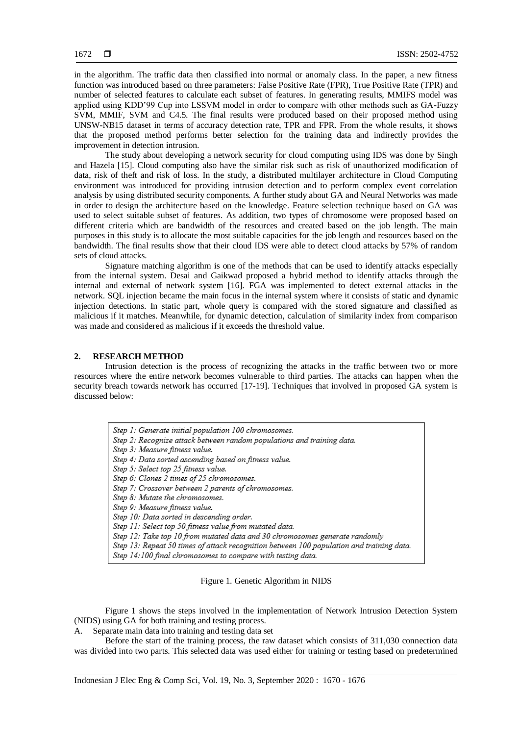in the algorithm. The traffic data then classified into normal or anomaly class. In the paper, a new fitness function was introduced based on three parameters: False Positive Rate (FPR), True Positive Rate (TPR) and number of selected features to calculate each subset of features. In generating results, MMIFS model was applied using KDD'99 Cup into LSSVM model in order to compare with other methods such as GA-Fuzzy SVM, MMIF, SVM and C4.5. The final results were produced based on their proposed method using UNSW-NB15 dataset in terms of accuracy detection rate, TPR and FPR. From the whole results, it shows that the proposed method performs better selection for the training data and indirectly provides the improvement in detection intrusion.

The study about developing a network security for cloud computing using IDS was done by Singh and Hazela [15]. Cloud computing also have the similar risk such as risk of unauthorized modification of data, risk of theft and risk of loss. In the study, a distributed multilayer architecture in Cloud Computing environment was introduced for providing intrusion detection and to perform complex event correlation analysis by using distributed security components. A further study about GA and Neural Networks was made in order to design the architecture based on the knowledge. Feature selection technique based on GA was used to select suitable subset of features. As addition, two types of chromosome were proposed based on different criteria which are bandwidth of the resources and created based on the job length. The main purposes in this study is to allocate the most suitable capacities for the job length and resources based on the bandwidth. The final results show that their cloud IDS were able to detect cloud attacks by 57% of random sets of cloud attacks.

Signature matching algorithm is one of the methods that can be used to identify attacks especially from the internal system. Desai and Gaikwad proposed a hybrid method to identify attacks through the internal and external of network system [16]. FGA was implemented to detect external attacks in the network. SQL injection became the main focus in the internal system where it consists of static and dynamic injection detections. In static part, whole query is compared with the stored signature and classified as malicious if it matches. Meanwhile, for dynamic detection, calculation of similarity index from comparison was made and considered as malicious if it exceeds the threshold value.

## 2. RESEARCH METHOD

Intrusion detection is the process of recognizing the attacks in the traffic between two or more resources where the entire network becomes vulnerable to third parties. The attacks can happen when the security breach towards network has occurred [17-19]. Techniques that involved in proposed GA system is discussed below:

*Step 1: Generate initial population 100 chromosomes.*
*Step 2: Recognize attack between random populations and training data.*
*Step 3: Measure fitness value.*
*Step 4: Data sorted ascending based on fitness value.*
*Step 5: Select top 25 fitness value.*
*Step 6: Clones 2 times of 25 chromosomes.*
*Step 7: Crossover between 2 parents of chromosomes.*
*Step 8: Mutate the chromosomes.*
*Step 9: Measure fitness value.*
*Step 10: Data sorted in descending order.*
*Step 11: Select top 50 fitness value from mutated data.*
*Step 12: Take top 10 from mutated data and 30 chromosomes generate randomly*
*Step 13: Repeat 50 times of attack recognition between 100 population and training data.*
*Step 14:100 final chromosomes to compare with testing data.*

Figure 1. Genetic Algorithm in NIDS

Figure 1 shows the steps involved in the implementation of Network Intrusion Detection System (NIDS) using GA for both training and testing process.

A. Separate main data into training and testing data set

Before the start of the training process, the raw dataset which consists of 311,030 connection data was divided into two parts. This selected data was used either for training or testing based on predetermined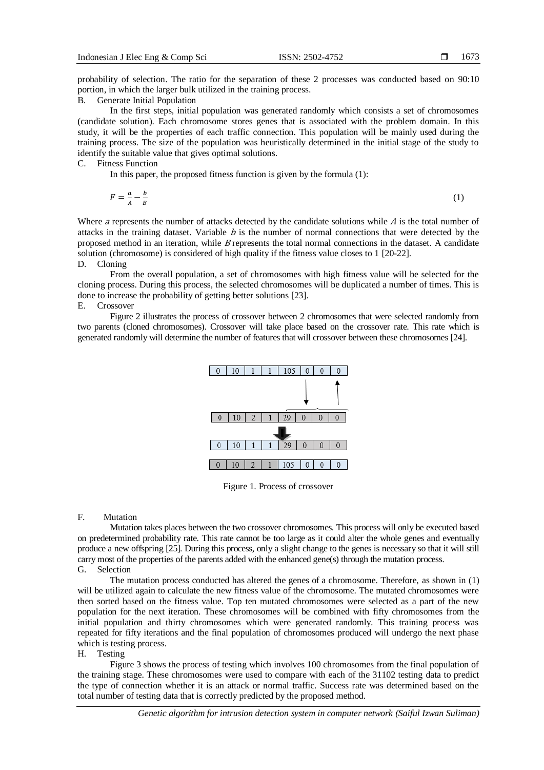probability of selection. The ratio for the separation of these 2 processes was conducted based on 90:10 portion, in which the larger bulk utilized in the training process.

B. Generate Initial Population

In the first steps, initial population was generated randomly which consists a set of chromosomes (candidate solution). Each chromosome stores genes that is associated with the problem domain. In this study, it will be the properties of each traffic connection. This population will be mainly used during the training process. The size of the population was heuristically determined in the initial stage of the study to identify the suitable value that gives optimal solutions.

C. Fitness Function

In this paper, the proposed fitness function is given by the formula (1):

$$F = \frac{a}{A} - \frac{b}{B} \tag{1}$$

Where $a$ represents the number of attacks detected by the candidate solutions while $A$ is the total number of attacks in the training dataset. Variable $b$ is the number of normal connections that were detected by the proposed method in an iteration, while $B$ represents the total normal connections in the dataset. A candidate solution (chromosome) is considered of high quality if the fitness value closes to 1 [20-22].

D. Cloning

From the overall population, a set of chromosomes with high fitness value will be selected for the cloning process. During this process, the selected chromosomes will be duplicated a number of times. This is done to increase the probability of getting better solutions [23].

E. Crossover

Figure 2 illustrates the process of crossover between 2 chromosomes that were selected randomly from two parents (cloned chromosomes). Crossover will take place based on the crossover rate. This rate which is generated randomly will determine the number of features that will crossover between these chromosomes [24].

| 0 | 10 | 1 | 1 | 105 | 0 | 0 | 0 |
|---|---|---|---|---|---|---|---|

| 0 | 10 | 2 | 1 | 29 | 0 | 0 | 0 |
|---|---|---|---|---|---|---|---|

| 0 | 10 | 1 | 1 | 29 | 0 | 0 | 0 |
|---|---|---|---|---|---|---|---|

| 0 | 10 | 2 | 1 | 105 | 0 | 0 | 0 |
|---|---|---|---|---|---|---|---|

Figure 1. Process of crossover

F. Mutation

Mutation takes places between the two crossover chromosomes. This process will only be executed based on predetermined probability rate. This rate cannot be too large as it could alter the whole genes and eventually produce a new offspring [25]. During this process, only a slight change to the genes is necessary so that it will still carry most of the properties of the parents added with the enhanced gene(s) through the mutation process.

G. Selection

The mutation process conducted has altered the genes of a chromosome. Therefore, as shown in (1) will be utilized again to calculate the new fitness value of the chromosome. The mutated chromosomes were then sorted based on the fitness value. Top ten mutated chromosomes were selected as a part of the new population for the next iteration. These chromosomes will be combined with fifty chromosomes from the initial population and thirty chromosomes which were generated randomly. This training process was repeated for fifty iterations and the final population of chromosomes produced will undergo the next phase which is testing process.

H. Testing

Figure 3 shows the process of testing which involves 100 chromosomes from the final population of the training stage. These chromosomes were used to compare with each of the 31102 testing data to predict the type of connection whether it is an attack or normal traffic. Success rate was determined based on the total number of testing data that is correctly predicted by the proposed method.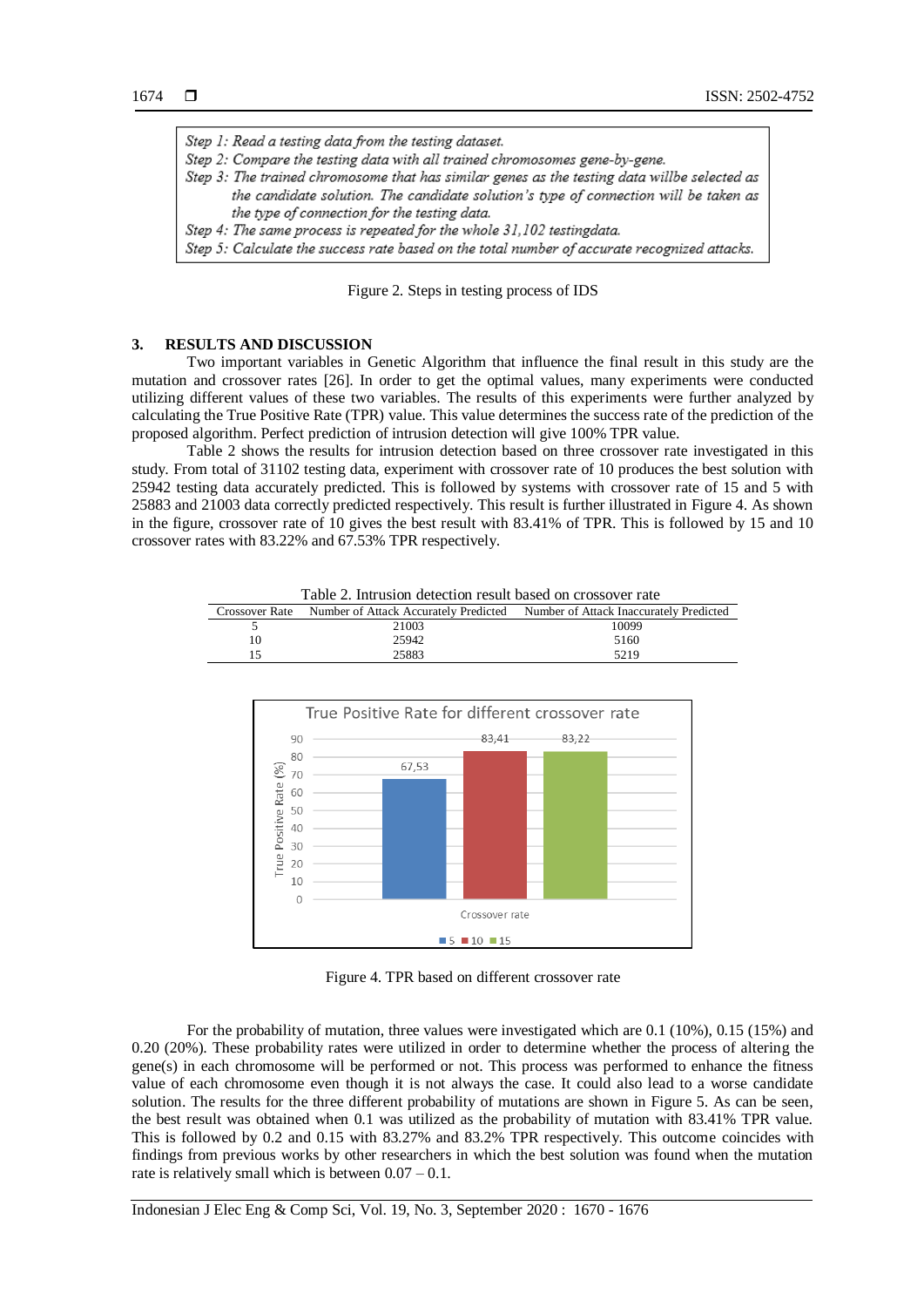> *Step 1: Read a testing data from the testing dataset.*
> *Step 2: Compare the testing data with all trained chromosomes gene-by-gene.*
> *Step 3: The trained chromosome that has similar genes as the testing data willbe selected as the candidate solution. The candidate solution's type of connection will be taken as the type of connection for the testing data.*
> *Step 4: The same process is repeated for the whole 31,102 testingdata.*
> *Step 5: Calculate the success rate based on the total number of accurate recognized attacks.*

Figure 2. Steps in testing process of IDS

## 3. RESULTS AND DISCUSSION

Two important variables in Genetic Algorithm that influence the final result in this study are the mutation and crossover rates [26]. In order to get the optimal values, many experiments were conducted utilizing different values of these two variables. The results of this experiments were further analyzed by calculating the True Positive Rate (TPR) value. This value determines the success rate of the prediction of the proposed algorithm. Perfect prediction of intrusion detection will give 100% TPR value.

Table 2 shows the results for intrusion detection based on three crossover rate investigated in this study. From total of 31102 testing data, experiment with crossover rate of 10 produces the best solution with 25942 testing data accurately predicted. This is followed by systems with crossover rate of 15 and 5 with 25883 and 21003 data correctly predicted respectively. This result is further illustrated in Figure 4. As shown in the figure, crossover rate of 10 gives the best result with 83.41% of TPR. This is followed by 15 and 10 crossover rates with 83.22% and 67.53% TPR respectively.

Table 2. Intrusion detection result based on crossover rate

| Crossover Rate | Number of Attack Accurately Predicted | Number of Attack Inaccurately Predicted |
|---|---|---|
| 5 | 21003 | 10099 |
| 10 | 25942 | 5160 |
| 15 | 25883 | 5219 |

True Positive Rate for different crossover rate

| Crossover rate | True Positive Rate (%) |
|---|---|
| 5 | 67,53 |
| 10 | 83,41 |
| 15 | 83,22 |

Figure 4. TPR based on different crossover rate

For the probability of mutation, three values were investigated which are 0.1 (10%), 0.15 (15%) and 0.20 (20%). These probability rates were utilized in order to determine whether the process of altering the gene(s) in each chromosome will be performed or not. This process was performed to enhance the fitness value of each chromosome even though it is not always the case. It could also lead to a worse candidate solution. The results for the three different probability of mutations are shown in Figure 5. As can be seen, the best result was obtained when 0.1 was utilized as the probability of mutation with 83.41% TPR value. This is followed by 0.2 and 0.15 with 83.27% and 83.2% TPR respectively. This outcome coincides with findings from previous works by other researchers in which the best solution was found when the mutation rate is relatively small which is between 0.07 – 0.1.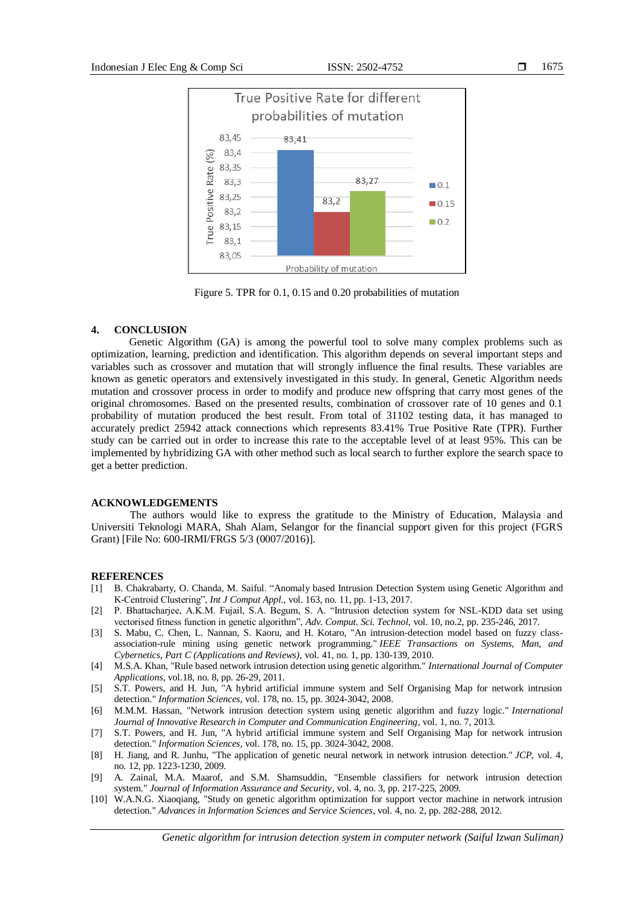Figure 5. TPR for 0.1, 0.15 and 0.20 probabilities of mutation

## 4. CONCLUSION

Genetic Algorithm (GA) is among the powerful tool to solve many complex problems such as optimization, learning, prediction and identification. This algorithm depends on several important steps and variables such as crossover and mutation that will strongly influence the final results. These variables are known as genetic operators and extensively investigated in this study. In general, Genetic Algorithm needs mutation and crossover process in order to modify and produce new offspring that carry most genes of the original chromosomes. Based on the presented results, combination of crossover rate of 10 genes and 0.1 probability of mutation produced the best result. From total of 31102 testing data, it has managed to accurately predict 25942 attack connections which represents 83.41% True Positive Rate (TPR). Further study can be carried out in order to increase this rate to the acceptable level of at least 95%. This can be implemented by hybridizing GA with other method such as local search to further explore the search space to get a better prediction.

## ACKNOWLEDGEMENTS

The authors would like to express the gratitude to the Ministry of Education, Malaysia and Universiti Teknologi MARA, Shah Alam, Selangor for the financial support given for this project (FGRS Grant) [File No: 600-IRMI/FRGS 5/3 (0007/2016)].

## REFERENCES

[1] B. Chakrabarty, O. Chanda, M. Saiful. "Anomaly based Intrusion Detection System using Genetic Algorithm and K-Centroid Clustering", *Int J Comput Appl.*, vol. 163, no. 11, pp. 1-13, 2017.

[2] P. Bhattacharjee, A.K.M. Fujail, S.A. Begum, S. A. "Intrusion detection system for NSL-KDD data set using vectorised fitness function in genetic algorithm", *Adv. Comput. Sci. Technol*, vol. 10, no.2, pp. 235-246, 2017.

[3] S. Mabu, C. Chen, L. Nannan, S. Kaoru, and H. Kotaro, "An intrusion-detection model based on fuzzy class-association-rule mining using genetic network programming." *IEEE Transactions on Systems, Man, and Cybernetics, Part C (Applications and Reviews)*, vol. 41, no. 1, pp. 130-139, 2010.

[4] M.S.A. Khan, "Rule based network intrusion detection using genetic algorithm." *International Journal of Computer Applications*, vol.18, no. 8, pp. 26-29, 2011.

[5] S.T. Powers, and H. Jun, "A hybrid artificial immune system and Self Organising Map for network intrusion detection." *Information Sciences*, vol. 178, no. 15, pp. 3024-3042, 2008.

[6] M.M.M. Hassan, "Network intrusion detection system using genetic algorithm and fuzzy logic." *International Journal of Innovative Research in Computer and Communication Engineering*, vol. 1, no. 7, 2013.

[7] S.T. Powers, and H. Jun, "A hybrid artificial immune system and Self Organising Map for network intrusion detection." *Information Sciences*, vol. 178, no. 15, pp. 3024-3042, 2008.

[8] H. Jiang, and R. Junhu, "The application of genetic neural network in network intrusion detection." *JCP*, vol. 4, no. 12, pp. 1223-1230, 2009.

[9] A. Zainal, M.A. Maarof, and S.M. Shamsuddin, "Ensemble classifiers for network intrusion detection system." *Journal of Information Assurance and Security*, vol. 4, no. 3, pp. 217-225, 2009.

[10] W.A.N.G. Xiaoqiang, "Study on genetic algorithm optimization for support vector machine in network intrusion detection." *Advances in Information Sciences and Service Sciences*, vol. 4, no. 2, pp. 282-288, 2012.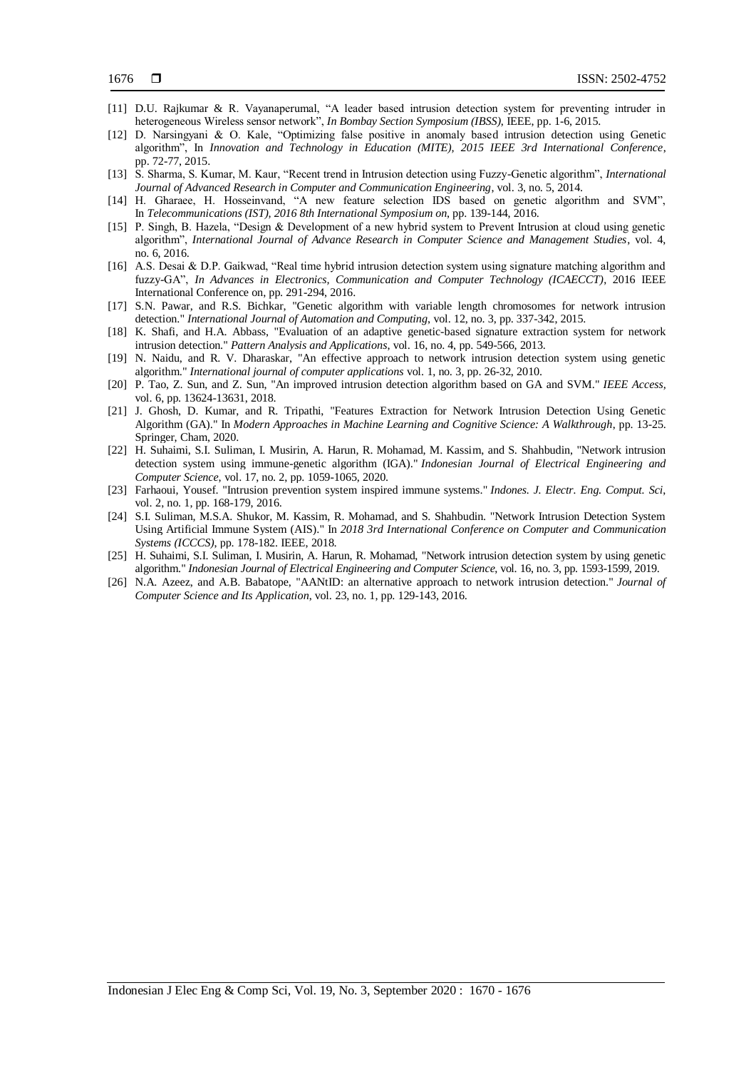[11] D.U. Rajkumar & R. Vayanaperumal, "A leader based intrusion detection system for preventing intruder in heterogeneous Wireless sensor network", *In Bombay Section Symposium (IBSS)*, IEEE, pp. 1-6, 2015.

[12] D. Narsingyani & O. Kale, "Optimizing false positive in anomaly based intrusion detection using Genetic algorithm", In *Innovation and Technology in Education (MITE), 2015 IEEE 3rd International Conference*, pp. 72-77, 2015.

[13] S. Sharma, S. Kumar, M. Kaur, "Recent trend in Intrusion detection using Fuzzy-Genetic algorithm", *International Journal of Advanced Research in Computer and Communication Engineering*, vol. 3, no. 5, 2014.

[14] H. Gharaee, H. Hosseinvand, "A new feature selection IDS based on genetic algorithm and SVM", In *Telecommunications (IST), 2016 8th International Symposium on*, pp. 139-144, 2016.

[15] P. Singh, B. Hazela, "Design & Development of a new hybrid system to Prevent Intrusion at cloud using genetic algorithm", *International Journal of Advance Research in Computer Science and Management Studies*, vol. 4, no. 6, 2016.

[16] A.S. Desai & D.P. Gaikwad, "Real time hybrid intrusion detection system using signature matching algorithm and fuzzy-GA", *In Advances in Electronics, Communication and Computer Technology (ICAECCT)*, 2016 IEEE International Conference on, pp. 291-294, 2016.

[17] S.N. Pawar, and R.S. Bichkar, "Genetic algorithm with variable length chromosomes for network intrusion detection." *International Journal of Automation and Computing*, vol. 12, no. 3, pp. 337-342, 2015.

[18] K. Shafi, and H.A. Abbass, "Evaluation of an adaptive genetic-based signature extraction system for network intrusion detection." *Pattern Analysis and Applications*, vol. 16, no. 4, pp. 549-566, 2013.

[19] N. Naidu, and R. V. Dharaskar, "An effective approach to network intrusion detection system using genetic algorithm." *International journal of computer applications* vol. 1, no. 3, pp. 26-32, 2010.

[20] P. Tao, Z. Sun, and Z. Sun, "An improved intrusion detection algorithm based on GA and SVM." *IEEE Access*, vol. 6, pp. 13624-13631, 2018.

[21] J. Ghosh, D. Kumar, and R. Tripathi, "Features Extraction for Network Intrusion Detection Using Genetic Algorithm (GA)." In *Modern Approaches in Machine Learning and Cognitive Science: A Walkthrough*, pp. 13-25. Springer, Cham, 2020.

[22] H. Suhaimi, S.I. Suliman, I. Musirin, A. Harun, R. Mohamad, M. Kassim, and S. Shahbudin, "Network intrusion detection system using immune-genetic algorithm (IGA)." *Indonesian Journal of Electrical Engineering and Computer Science*, vol. 17, no. 2, pp. 1059-1065, 2020.

[23] Farhaoui, Yousef. "Intrusion prevention system inspired immune systems." *Indones. J. Electr. Eng. Comput. Sci*, vol. 2, no. 1, pp. 168-179, 2016.

[24] S.I. Suliman, M.S.A. Shukor, M. Kassim, R. Mohamad, and S. Shahbudin. "Network Intrusion Detection System Using Artificial Immune System (AIS)." In *2018 3rd International Conference on Computer and Communication Systems (ICCCS)*, pp. 178-182. IEEE, 2018.

[25] H. Suhaimi, S.I. Suliman, I. Musirin, A. Harun, R. Mohamad, "Network intrusion detection system by using genetic algorithm." *Indonesian Journal of Electrical Engineering and Computer Science*, vol. 16, no. 3, pp. 1593-1599, 2019.

[26] N.A. Azeez, and A.B. Babatope, "AANtID: an alternative approach to network intrusion detection." *Journal of Computer Science and Its Application*, vol. 23, no. 1, pp. 129-143, 2016.